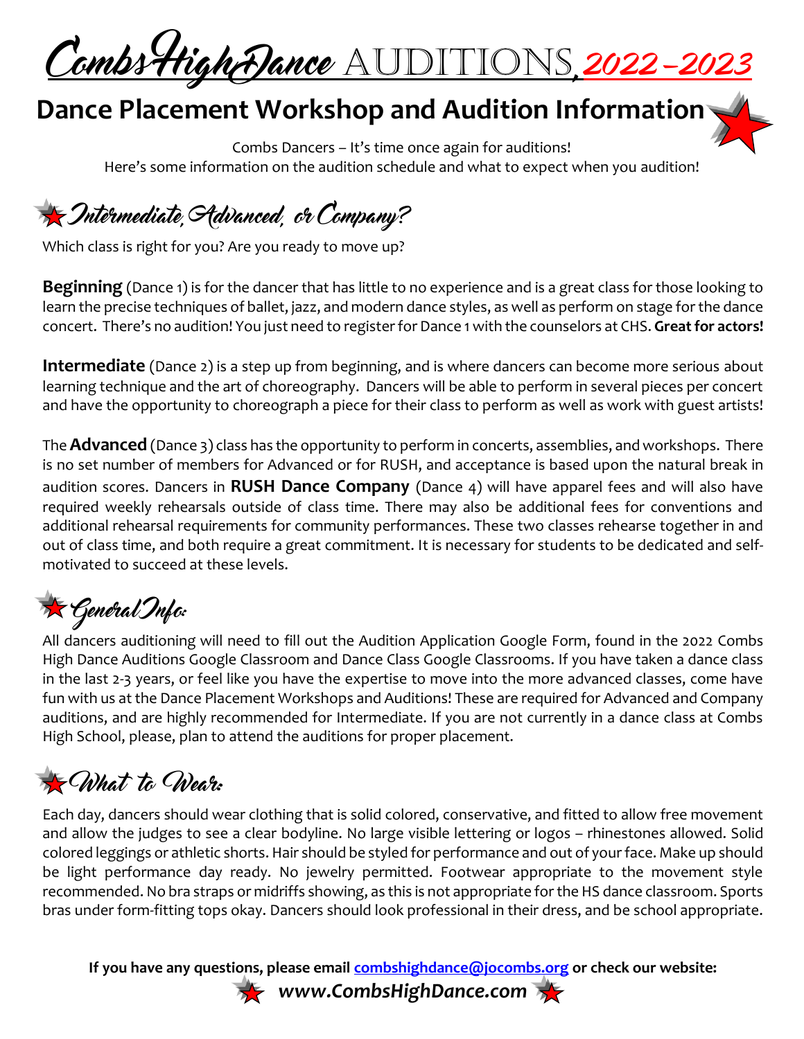# CombsHighDance AUDITIONS, 2022-2023

## Dance Placement Workshop and Audition Information

Combs Dancers – It's time once again for auditions!
Here's some information on the audition schedule and what to expect when you audition!

## Intermediate, Advanced, or Company?

Which class is right for you? Are you ready to move up?

**Beginning** (Dance 1) is for the dancer that has little to no experience and is a great class for those looking to learn the precise techniques of ballet, jazz, and modern dance styles, as well as perform on stage for the dance concert. There's no audition! You just need to register for Dance 1 with the counselors at CHS. **Great for actors!**

**Intermediate** (Dance 2) is a step up from beginning, and is where dancers can become more serious about learning technique and the art of choreography. Dancers will be able to perform in several pieces per concert and have the opportunity to choreograph a piece for their class to perform as well as work with guest artists!

The **Advanced** (Dance 3) class has the opportunity to perform in concerts, assemblies, and workshops. There is no set number of members for Advanced or for RUSH, and acceptance is based upon the natural break in audition scores. Dancers in **RUSH Dance Company** (Dance 4) will have apparel fees and will also have required weekly rehearsals outside of class time. There may also be additional fees for conventions and additional rehearsal requirements for community performances. These two classes rehearse together in and out of class time, and both require a great commitment. It is necessary for students to be dedicated and self-motivated to succeed at these levels.

## General Info:

All dancers auditioning will need to fill out the Audition Application Google Form, found in the 2022 Combs High Dance Auditions Google Classroom and Dance Class Google Classrooms. If you have taken a dance class in the last 2-3 years, or feel like you have the expertise to move into the more advanced classes, come have fun with us at the Dance Placement Workshops and Auditions! These are required for Advanced and Company auditions, and are highly recommended for Intermediate. If you are not currently in a dance class at Combs High School, please, plan to attend the auditions for proper placement.

## What to Wear:

Each day, dancers should wear clothing that is solid colored, conservative, and fitted to allow free movement and allow the judges to see a clear bodyline. No large visible lettering or logos – rhinestones allowed. Solid colored leggings or athletic shorts. Hair should be styled for performance and out of your face. Make up should be light performance day ready. No jewelry permitted. Footwear appropriate to the movement style recommended. No bra straps or midriffs showing, as this is not appropriate for the HS dance classroom. Sports bras under form-fitting tops okay. Dancers should look professional in their dress, and be school appropriate.

**If you have any questions, please email [combshighdance@jocombs.org](mailto:combshighdance@jocombs.org) or check our website:**

***www.CombsHighDance.com***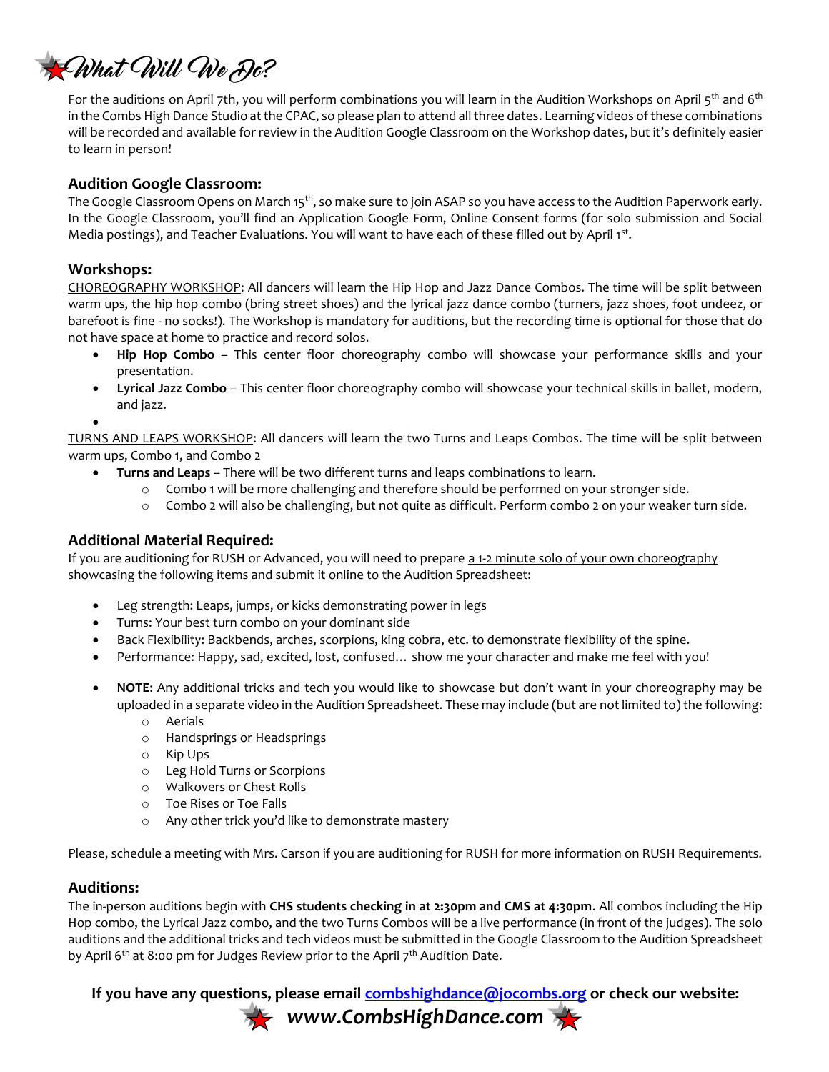# What Will We Do?

For the auditions on April 7th, you will perform combinations you will learn in the Audition Workshops on April 5th and 6th in the Combs High Dance Studio at the CPAC, so please plan to attend all three dates. Learning videos of these combinations will be recorded and available for review in the Audition Google Classroom on the Workshop dates, but it's definitely easier to learn in person!

### Audition Google Classroom:

The Google Classroom Opens on March 15th, so make sure to join ASAP so you have access to the Audition Paperwork early. In the Google Classroom, you'll find an Application Google Form, Online Consent forms (for solo submission and Social Media postings), and Teacher Evaluations. You will want to have each of these filled out by April 1st.

### Workshops:

CHOREOGRAPHY WORKSHOP: All dancers will learn the Hip Hop and Jazz Dance Combos. The time will be split between warm ups, the hip hop combo (bring street shoes) and the lyrical jazz dance combo (turners, jazz shoes, foot undeez, or barefoot is fine - no socks!). The Workshop is mandatory for auditions, but the recording time is optional for those that do not have space at home to practice and record solos.

- **Hip Hop Combo** – This center floor choreography combo will showcase your performance skills and your presentation.
- **Lyrical Jazz Combo** – This center floor choreography combo will showcase your technical skills in ballet, modern, and jazz.

TURNS AND LEAPS WORKSHOP: All dancers will learn the two Turns and Leaps Combos. The time will be split between warm ups, Combo 1, and Combo 2

- **Turns and Leaps** – There will be two different turns and leaps combinations to learn.
  - Combo 1 will be more challenging and therefore should be performed on your stronger side.
  - Combo 2 will also be challenging, but not quite as difficult. Perform combo 2 on your weaker turn side.

### Additional Material Required:

If you are auditioning for RUSH or Advanced, you will need to prepare a 1-2 minute solo of your own choreography showcasing the following items and submit it online to the Audition Spreadsheet:

- Leg strength: Leaps, jumps, or kicks demonstrating power in legs
- Turns: Your best turn combo on your dominant side
- Back Flexibility: Backbends, arches, scorpions, king cobra, etc. to demonstrate flexibility of the spine.
- Performance: Happy, sad, excited, lost, confused… show me your character and make me feel with you!

- **NOTE**: Any additional tricks and tech you would like to showcase but don't want in your choreography may be uploaded in a separate video in the Audition Spreadsheet. These may include (but are not limited to) the following:
  - Aerials
  - Handsprings or Headsprings
  - Kip Ups
  - Leg Hold Turns or Scorpions
  - Walkovers or Chest Rolls
  - Toe Rises or Toe Falls
  - Any other trick you'd like to demonstrate mastery

Please, schedule a meeting with Mrs. Carson if you are auditioning for RUSH for more information on RUSH Requirements.

### Auditions:

The in-person auditions begin with **CHS students checking in at 2:30pm and CMS at 4:30pm**. All combos including the Hip Hop combo, the Lyrical Jazz combo, and the two Turns Combos will be a live performance (in front of the judges). The solo auditions and the additional tricks and tech videos must be submitted in the Google Classroom to the Audition Spreadsheet by April 6th at 8:00 pm for Judges Review prior to the April 7th Audition Date.

**If you have any questions, please email [combshighdance@jocombs.org](mailto:combshighdance@jocombs.org) or check our website:**

***www.CombsHighDance.com***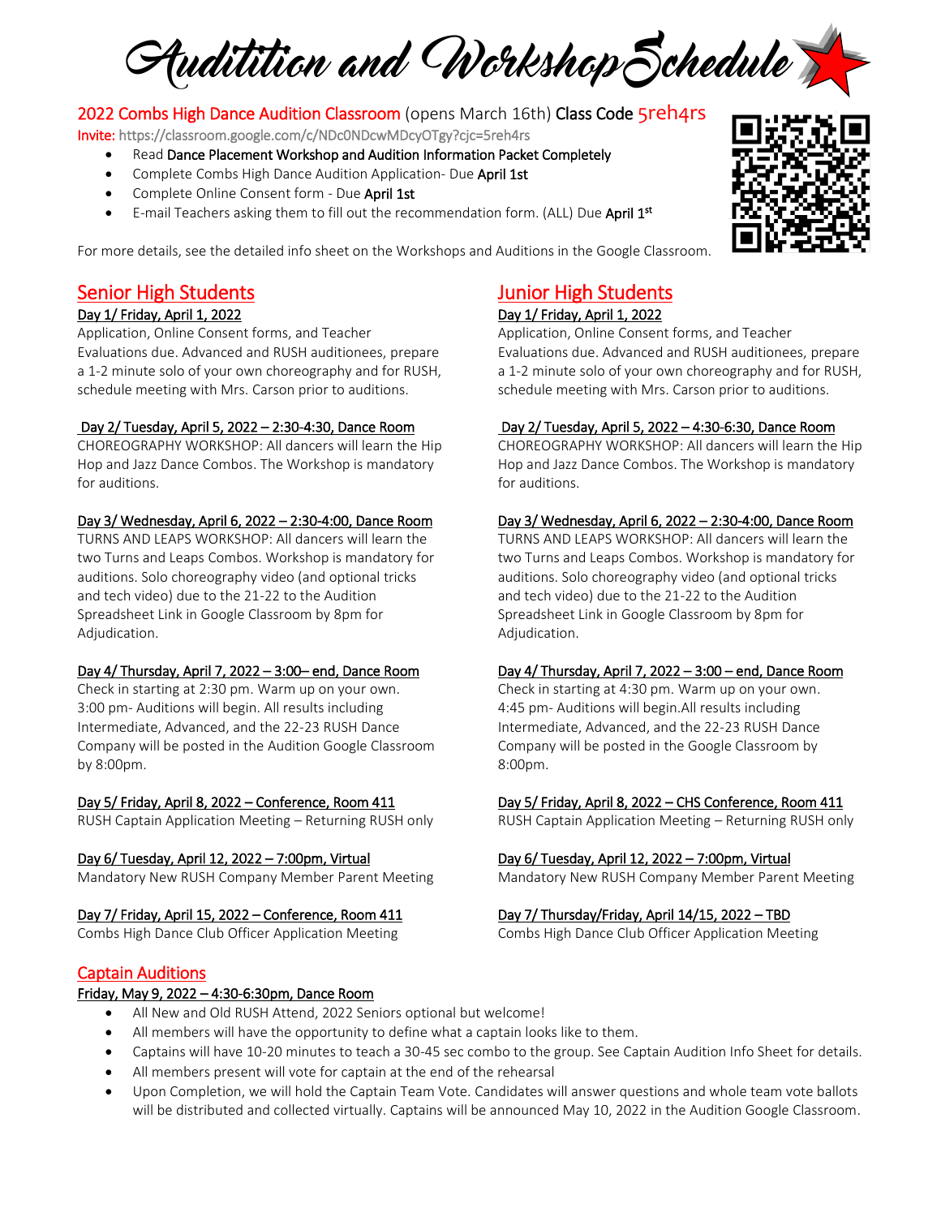# Auditition and Workshop Schedule

**2022 Combs High Dance Audition Classroom** (opens March 16th) **Class Code** 5reh4rs

**Invite:** https://classroom.google.com/c/NDc0NDcwMDcyOTgy?cjc=5reh4rs

- Read **Dance Placement Workshop and Audition Information Packet Completely**
- Complete Combs High Dance Audition Application- Due **April 1st**
- Complete Online Consent form - Due **April 1st**
- E-mail Teachers asking them to fill out the recommendation form. (ALL) Due **April 1st**

For more details, see the detailed info sheet on the Workshops and Auditions in the Google Classroom.

## Senior High Students

Day 1/ Friday, April 1, 2022

Application, Online Consent forms, and Teacher Evaluations due. Advanced and RUSH auditionees, prepare a 1-2 minute solo of your own choreography and for RUSH, schedule meeting with Mrs. Carson prior to auditions.

Day 2/ Tuesday, April 5, 2022 – 2:30-4:30, Dance Room

CHOREOGRAPHY WORKSHOP: All dancers will learn the Hip Hop and Jazz Dance Combos. The Workshop is mandatory for auditions.

Day 3/ Wednesday, April 6, 2022 – 2:30-4:00, Dance Room

TURNS AND LEAPS WORKSHOP: All dancers will learn the two Turns and Leaps Combos. Workshop is mandatory for auditions. Solo choreography video (and optional tricks and tech video) due to the 21-22 to the Audition Spreadsheet Link in Google Classroom by 8pm for Adjudication.

Day 4/ Thursday, April 7, 2022 – 3:00– end, Dance Room

Check in starting at 2:30 pm. Warm up on your own. 3:00 pm- Auditions will begin. All results including Intermediate, Advanced, and the 22-23 RUSH Dance Company will be posted in the Audition Google Classroom by 8:00pm.

Day 5/ Friday, April 8, 2022 – Conference, Room 411

RUSH Captain Application Meeting – Returning RUSH only

Day 6/ Tuesday, April 12, 2022 – 7:00pm, Virtual

Mandatory New RUSH Company Member Parent Meeting

Day 7/ Friday, April 15, 2022 – Conference, Room 411

Combs High Dance Club Officer Application Meeting

## Junior High Students

Day 1/ Friday, April 1, 2022

Application, Online Consent forms, and Teacher Evaluations due. Advanced and RUSH auditionees, prepare a 1-2 minute solo of your own choreography and for RUSH, schedule meeting with Mrs. Carson prior to auditions.

Day 2/ Tuesday, April 5, 2022 – 4:30-6:30, Dance Room

CHOREOGRAPHY WORKSHOP: All dancers will learn the Hip Hop and Jazz Dance Combos. The Workshop is mandatory for auditions.

Day 3/ Wednesday, April 6, 2022 – 2:30-4:00, Dance Room

TURNS AND LEAPS WORKSHOP: All dancers will learn the two Turns and Leaps Combos. Workshop is mandatory for auditions. Solo choreography video (and optional tricks and tech video) due to the 21-22 to the Audition Spreadsheet Link in Google Classroom by 8pm for Adjudication.

Day 4/ Thursday, April 7, 2022 – 3:00 – end, Dance Room

Check in starting at 4:30 pm. Warm up on your own. 4:45 pm- Auditions will begin.All results including Intermediate, Advanced, and the 22-23 RUSH Dance Company will be posted in the Google Classroom by 8:00pm.

Day 5/ Friday, April 8, 2022 – CHS Conference, Room 411

RUSH Captain Application Meeting – Returning RUSH only

Day 6/ Tuesday, April 12, 2022 – 7:00pm, Virtual

Mandatory New RUSH Company Member Parent Meeting

Day 7/ Thursday/Friday, April 14/15, 2022 – TBD

Combs High Dance Club Officer Application Meeting

## Captain Auditions

Friday, May 9, 2022 – 4:30-6:30pm, Dance Room

- All New and Old RUSH Attend, 2022 Seniors optional but welcome!
- All members will have the opportunity to define what a captain looks like to them.
- Captains will have 10-20 minutes to teach a 30-45 sec combo to the group. See Captain Audition Info Sheet for details.
- All members present will vote for captain at the end of the rehearsal
- Upon Completion, we will hold the Captain Team Vote. Candidates will answer questions and whole team vote ballots will be distributed and collected virtually. Captains will be announced May 10, 2022 in the Audition Google Classroom.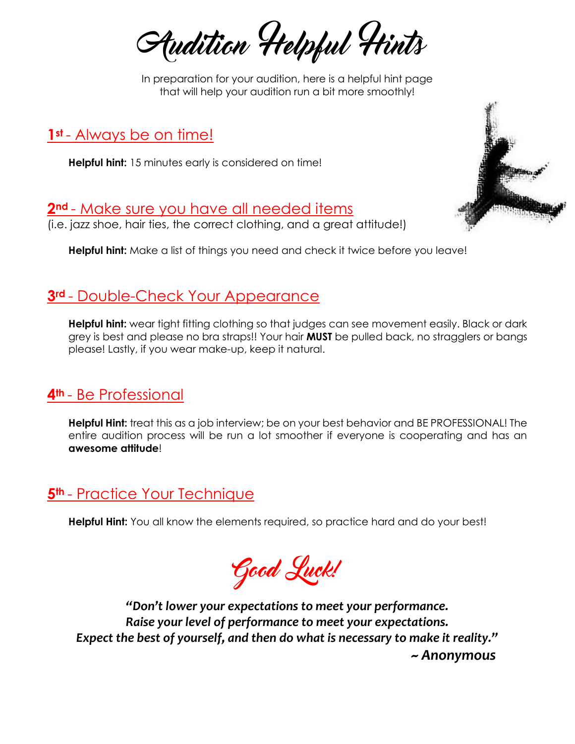# Audition Helpful Hints

In preparation for your audition, here is a helpful hint page that will help your audition run a bit more smoothly!

## 1st - Always be on time!

**Helpful hint:** 15 minutes early is considered on time!

## 2nd - Make sure you have all needed items

(i.e. jazz shoe, hair ties, the correct clothing, and a great attitude!)

**Helpful hint:** Make a list of things you need and check it twice before you leave!

## 3rd - Double-Check Your Appearance

**Helpful hint:** wear tight fitting clothing so that judges can see movement easily. Black or dark grey is best and please no bra straps!! Your hair **MUST** be pulled back, no stragglers or bangs please! Lastly, if you wear make-up, keep it natural.

## 4th - Be Professional

**Helpful Hint:** treat this as a job interview; be on your best behavior and BE PROFESSIONAL! The entire audition process will be run a lot smoother if everyone is cooperating and has an **awesome attitude**!

## 5th - Practice Your Technique

**Helpful Hint:** You all know the elements required, so practice hard and do your best!

# Good Luck!

***"Don't lower your expectations to meet your performance.***
***Raise your level of performance to meet your expectations.***
***Expect the best of yourself, and then do what is necessary to make it reality."***

***~ Anonymous***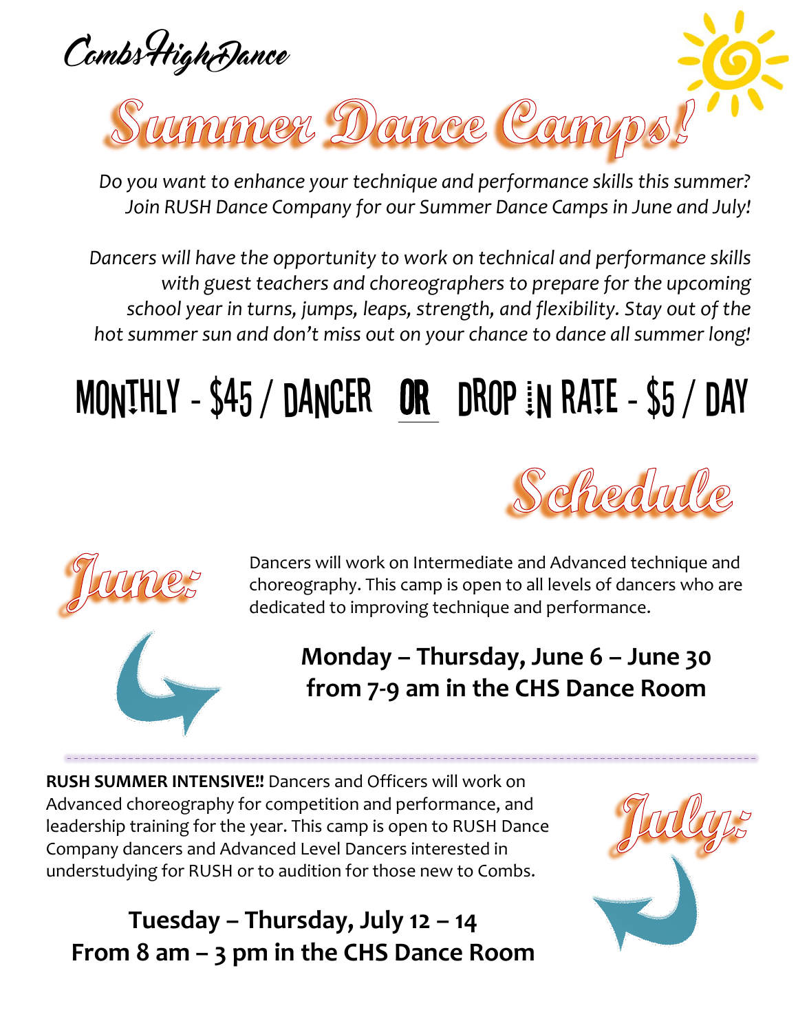CombsHighDance

# Summer Dance Camps!

*Do you want to enhance your technique and performance skills this summer? Join RUSH Dance Company for our Summer Dance Camps in June and July!*

*Dancers will have the opportunity to work on technical and performance skills with guest teachers and choreographers to prepare for the upcoming school year in turns, jumps, leaps, strength, and flexibility. Stay out of the hot summer sun and don't miss out on your chance to dance all summer long!*

## MONTHLY - $45 / DANCER OR DROP IN RATE - $5 / DAY

## Schedule

### June:

Dancers will work on Intermediate and Advanced technique and choreography. This camp is open to all levels of dancers who are dedicated to improving technique and performance.

**Monday – Thursday, June 6 – June 30**
**from 7-9 am in the CHS Dance Room**

### July:

**RUSH SUMMER INTENSIVE!!** Dancers and Officers will work on Advanced choreography for competition and performance, and leadership training for the year. This camp is open to RUSH Dance Company dancers and Advanced Level Dancers interested in understudying for RUSH or to audition for those new to Combs.

**Tuesday – Thursday, July 12 – 14**
**From 8 am – 3 pm in the CHS Dance Room**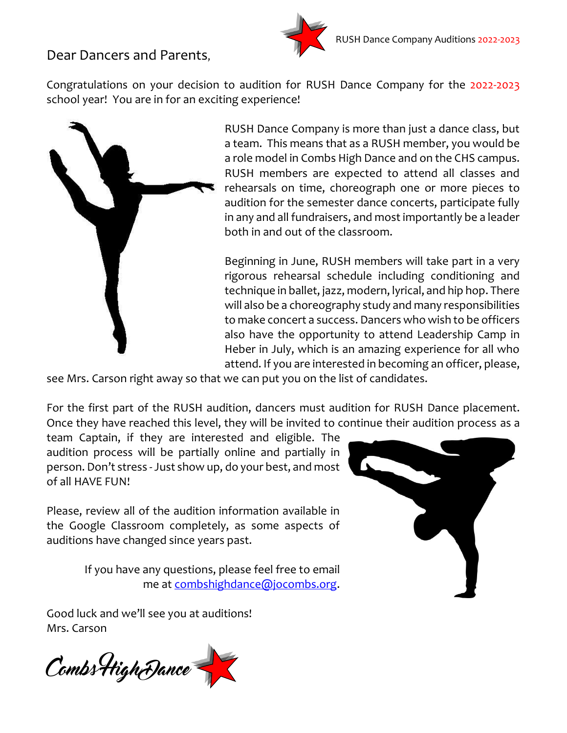RUSH Dance Company Auditions 2022-2023

Dear Dancers and Parents,

Congratulations on your decision to audition for RUSH Dance Company for the 2022-2023 school year! You are in for an exciting experience!

RUSH Dance Company is more than just a dance class, but a team. This means that as a RUSH member, you would be a role model in Combs High Dance and on the CHS campus. RUSH members are expected to attend all classes and rehearsals on time, choreograph one or more pieces to audition for the semester dance concerts, participate fully in any and all fundraisers, and most importantly be a leader both in and out of the classroom.

Beginning in June, RUSH members will take part in a very rigorous rehearsal schedule including conditioning and technique in ballet, jazz, modern, lyrical, and hip hop. There will also be a choreography study and many responsibilities to make concert a success. Dancers who wish to be officers also have the opportunity to attend Leadership Camp in Heber in July, which is an amazing experience for all who attend. If you are interested in becoming an officer, please, see Mrs. Carson right away so that we can put you on the list of candidates.

For the first part of the RUSH audition, dancers must audition for RUSH Dance placement. Once they have reached this level, they will be invited to continue their audition process as a team Captain, if they are interested and eligible. The audition process will be partially online and partially in person. Don't stress - Just show up, do your best, and most of all HAVE FUN!

Please, review all of the audition information available in the Google Classroom completely, as some aspects of auditions have changed since years past.

If you have any questions, please feel free to email me at combshighdance@jocombs.org.

Good luck and we'll see you at auditions!
Mrs. Carson

Combs High Dance